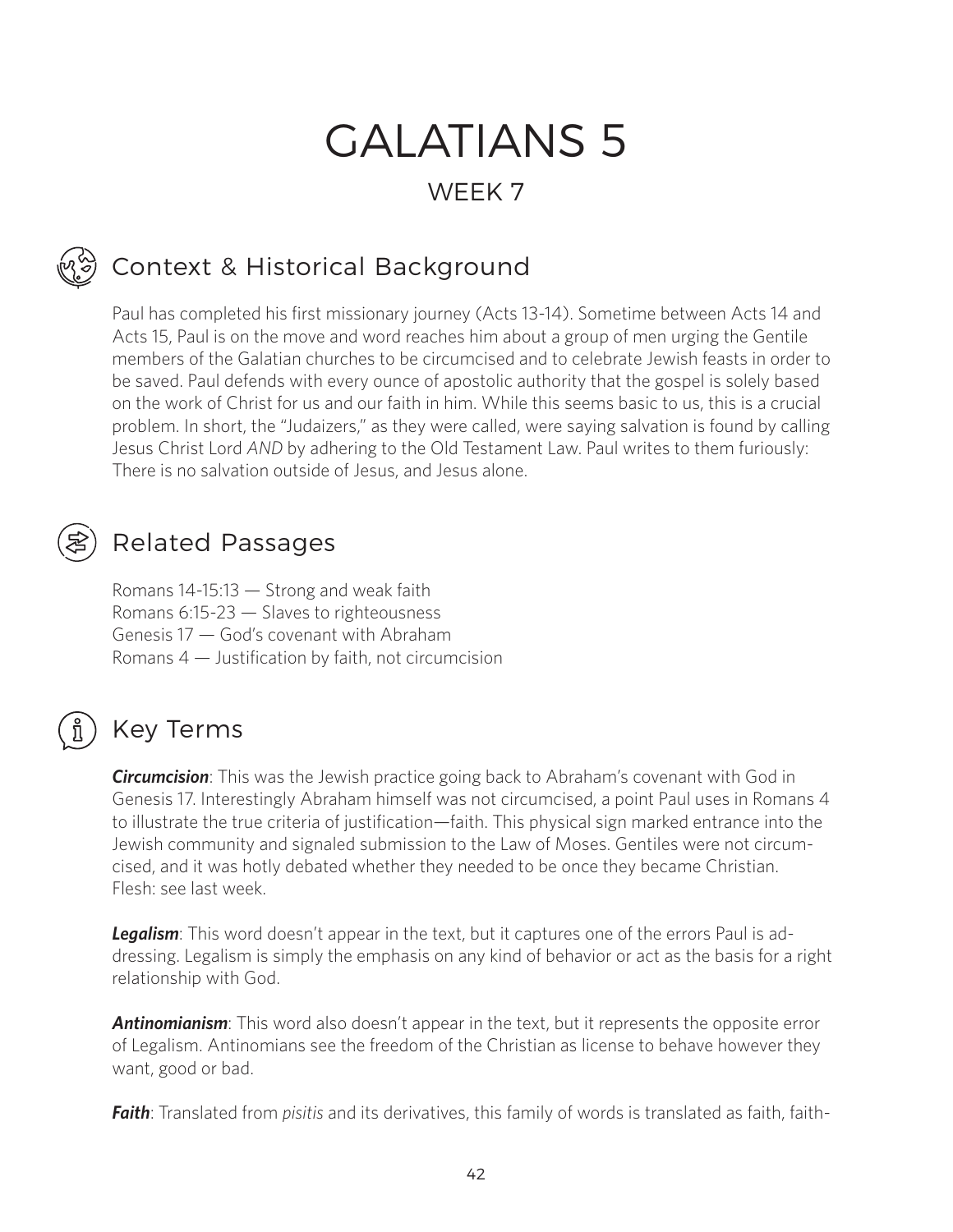# GALATIANS 5

## WEEK 7

## Context & Historical Background

Paul has completed his first missionary journey (Acts 13-14). Sometime between Acts 14 and Acts 15, Paul is on the move and word reaches him about a group of men urging the Gentile members of the Galatian churches to be circumcised and to celebrate Jewish feasts in order to be saved. Paul defends with every ounce of apostolic authority that the gospel is solely based on the work of Christ for us and our faith in him. While this seems basic to us, this is a crucial problem. In short, the "Judaizers," as they were called, were saying salvation is found by calling Jesus Christ Lord *AND* by adhering to the Old Testament Law. Paul writes to them furiously: There is no salvation outside of Jesus, and Jesus alone.

## Related Passages

Romans 14-15:13 — Strong and weak faith
Romans 6:15-23 — Slaves to righteousness
Genesis 17 — God's covenant with Abraham
Romans 4 — Justification by faith, not circumcision

## Key Terms

***Circumcision***: This was the Jewish practice going back to Abraham's covenant with God in Genesis 17. Interestingly Abraham himself was not circumcised, a point Paul uses in Romans 4 to illustrate the true criteria of justification—faith. This physical sign marked entrance into the Jewish community and signaled submission to the Law of Moses. Gentiles were not circumcised, and it was hotly debated whether they needed to be once they became Christian.
Flesh: see last week.

***Legalism***: This word doesn't appear in the text, but it captures one of the errors Paul is addressing. Legalism is simply the emphasis on any kind of behavior or act as the basis for a right relationship with God.

***Antinomianism***: This word also doesn't appear in the text, but it represents the opposite error of Legalism. Antinomians see the freedom of the Christian as license to behave however they want, good or bad.

***Faith***: Translated from *pisitis* and its derivatives, this family of words is translated as faith, faith-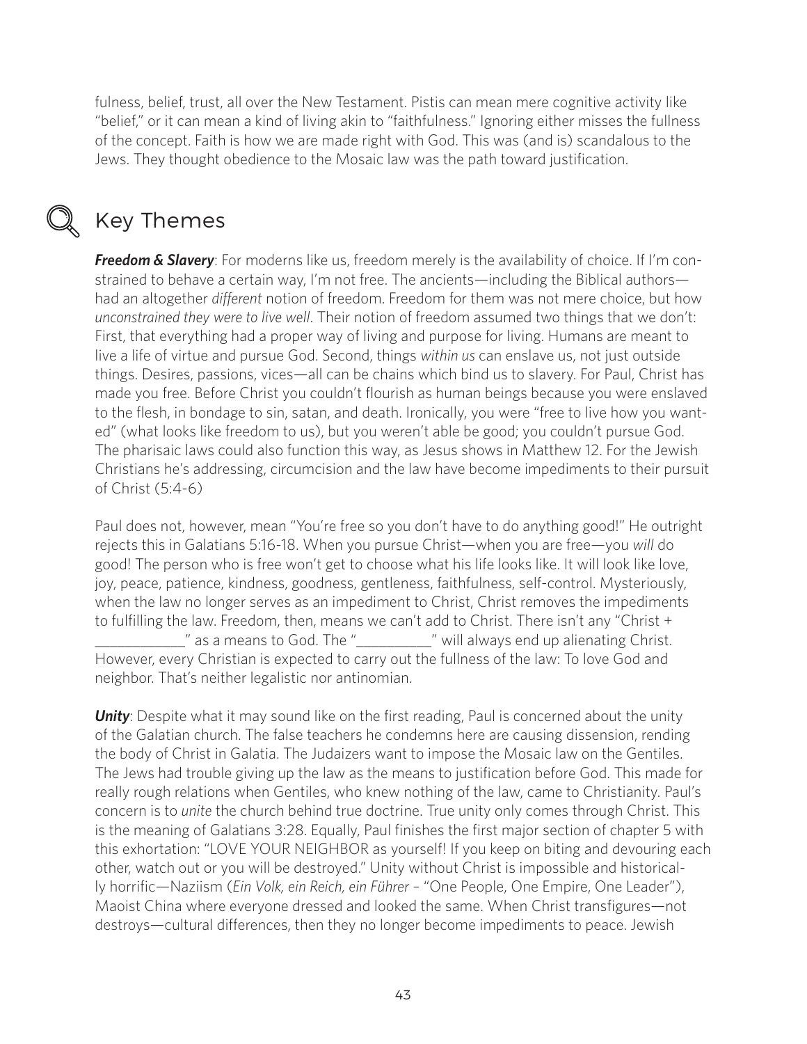fulness, belief, trust, all over the New Testament. Pistis can mean mere cognitive activity like "belief," or it can mean a kind of living akin to "faithfulness." Ignoring either misses the fullness of the concept. Faith is how we are made right with God. This was (and is) scandalous to the Jews. They thought obedience to the Mosaic law was the path toward justification.

## Key Themes

***Freedom & Slavery***: For moderns like us, freedom merely is the availability of choice. If I'm constrained to behave a certain way, I'm not free. The ancients—including the Biblical authors—had an altogether *different* notion of freedom. Freedom for them was not mere choice, but how *unconstrained they were to live well*. Their notion of freedom assumed two things that we don't: First, that everything had a proper way of living and purpose for living. Humans are meant to live a life of virtue and pursue God. Second, things *within us* can enslave us, not just outside things. Desires, passions, vices—all can be chains which bind us to slavery. For Paul, Christ has made you free. Before Christ you couldn't flourish as human beings because you were enslaved to the flesh, in bondage to sin, satan, and death. Ironically, you were "free to live how you wanted" (what looks like freedom to us), but you weren't able be good; you couldn't pursue God. The pharisaic laws could also function this way, as Jesus shows in Matthew 12. For the Jewish Christians he's addressing, circumcision and the law have become impediments to their pursuit of Christ (5:4-6)

Paul does not, however, mean "You're free so you don't have to do anything good!" He outright rejects this in Galatians 5:16-18. When you pursue Christ—when you are free—you *will* do good! The person who is free won't get to choose what his life looks like. It will look like love, joy, peace, patience, kindness, goodness, gentleness, faithfulness, self-control. Mysteriously, when the law no longer serves as an impediment to Christ, Christ removes the impediments to fulfilling the law. Freedom, then, means we can't add to Christ. There isn't any "Christ + ____________" as a means to God. The "__________" will always end up alienating Christ. However, every Christian is expected to carry out the fullness of the law: To love God and neighbor. That's neither legalistic nor antinomian.

***Unity***: Despite what it may sound like on the first reading, Paul is concerned about the unity of the Galatian church. The false teachers he condemns here are causing dissension, rending the body of Christ in Galatia. The Judaizers want to impose the Mosaic law on the Gentiles. The Jews had trouble giving up the law as the means to justification before God. This made for really rough relations when Gentiles, who knew nothing of the law, came to Christianity. Paul's concern is to *unite* the church behind true doctrine. True unity only comes through Christ. This is the meaning of Galatians 3:28. Equally, Paul finishes the first major section of chapter 5 with this exhortation: "LOVE YOUR NEIGHBOR as yourself! If you keep on biting and devouring each other, watch out or you will be destroyed." Unity without Christ is impossible and historically horrific—Naziism (*Ein Volk, ein Reich, ein Führer* – "One People, One Empire, One Leader"), Maoist China where everyone dressed and looked the same. When Christ transfigures—not destroys—cultural differences, then they no longer become impediments to peace. Jewish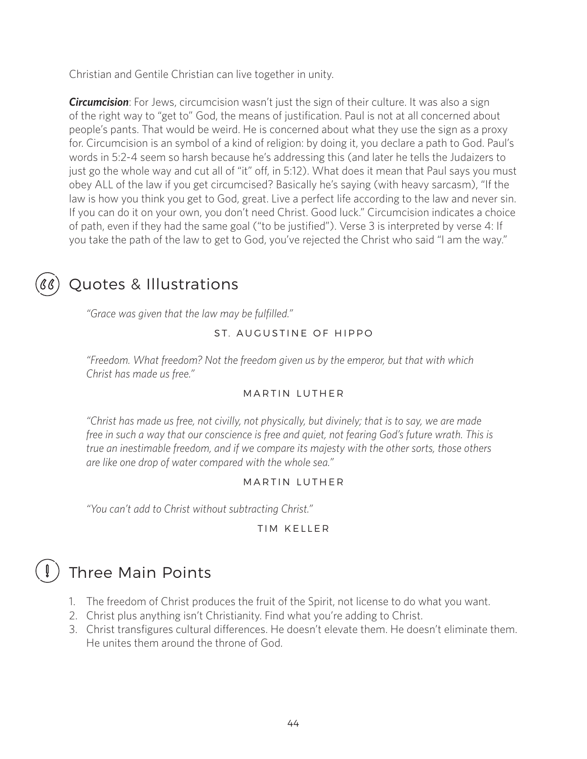Christian and Gentile Christian can live together in unity.

***Circumcision***: For Jews, circumcision wasn't just the sign of their culture. It was also a sign of the right way to "get to" God, the means of justification. Paul is not at all concerned about people's pants. That would be weird. He is concerned about what they use the sign as a proxy for. Circumcision is an symbol of a kind of religion: by doing it, you declare a path to God. Paul's words in 5:2-4 seem so harsh because he's addressing this (and later he tells the Judaizers to just go the whole way and cut all of "it" off, in 5:12). What does it mean that Paul says you must obey ALL of the law if you get circumcised? Basically he's saying (with heavy sarcasm), "If the law is how you think you get to God, great. Live a perfect life according to the law and never sin. If you can do it on your own, you don't need Christ. Good luck." Circumcision indicates a choice of path, even if they had the same goal ("to be justified"). Verse 3 is interpreted by verse 4: If you take the path of the law to get to God, you've rejected the Christ who said "I am the way."

## Quotes & Illustrations

*"Grace was given that the law may be fulfilled."*

ST. AUGUSTINE OF HIPPO

*"Freedom. What freedom? Not the freedom given us by the emperor, but that with which Christ has made us free."*

MARTIN LUTHER

*"Christ has made us free, not civilly, not physically, but divinely; that is to say, we are made free in such a way that our conscience is free and quiet, not fearing God's future wrath. This is true an inestimable freedom, and if we compare its majesty with the other sorts, those others are like one drop of water compared with the whole sea."*

MARTIN LUTHER

*"You can't add to Christ without subtracting Christ."*

TIM KELLER

## Three Main Points

1. The freedom of Christ produces the fruit of the Spirit, not license to do what you want.
2. Christ plus anything isn't Christianity. Find what you're adding to Christ.
3. Christ transfigures cultural differences. He doesn't elevate them. He doesn't eliminate them. He unites them around the throne of God.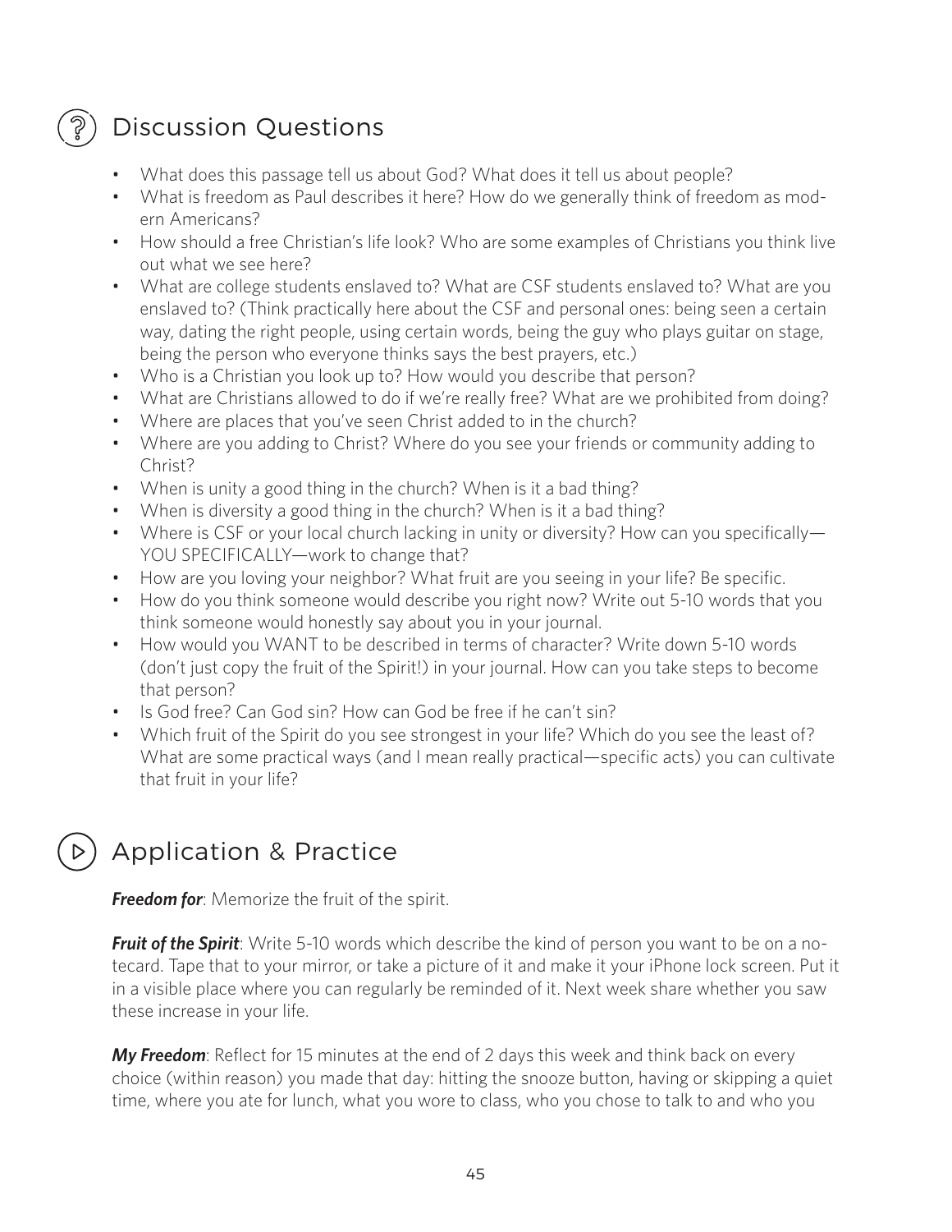## Discussion Questions

- What does this passage tell us about God? What does it tell us about people?
- What is freedom as Paul describes it here? How do we generally think of freedom as modern Americans?
- How should a free Christian's life look? Who are some examples of Christians you think live out what we see here?
- What are college students enslaved to? What are CSF students enslaved to? What are you enslaved to? (Think practically here about the CSF and personal ones: being seen a certain way, dating the right people, using certain words, being the guy who plays guitar on stage, being the person who everyone thinks says the best prayers, etc.)
- Who is a Christian you look up to? How would you describe that person?
- What are Christians allowed to do if we're really free? What are we prohibited from doing?
- Where are places that you've seen Christ added to in the church?
- Where are you adding to Christ? Where do you see your friends or community adding to Christ?
- When is unity a good thing in the church? When is it a bad thing?
- When is diversity a good thing in the church? When is it a bad thing?
- Where is CSF or your local church lacking in unity or diversity? How can you specifically—YOU SPECIFICALLY—work to change that?
- How are you loving your neighbor? What fruit are you seeing in your life? Be specific.
- How do you think someone would describe you right now? Write out 5-10 words that you think someone would honestly say about you in your journal.
- How would you WANT to be described in terms of character? Write down 5-10 words (don't just copy the fruit of the Spirit!) in your journal. How can you take steps to become that person?
- Is God free? Can God sin? How can God be free if he can't sin?
- Which fruit of the Spirit do you see strongest in your life? Which do you see the least of? What are some practical ways (and I mean really practical—specific acts) you can cultivate that fruit in your life?

## Application & Practice

***Freedom for***: Memorize the fruit of the spirit.

***Fruit of the Spirit***: Write 5-10 words which describe the kind of person you want to be on a notecard. Tape that to your mirror, or take a picture of it and make it your iPhone lock screen. Put it in a visible place where you can regularly be reminded of it. Next week share whether you saw these increase in your life.

***My Freedom***: Reflect for 15 minutes at the end of 2 days this week and think back on every choice (within reason) you made that day: hitting the snooze button, having or skipping a quiet time, where you ate for lunch, what you wore to class, who you chose to talk to and who you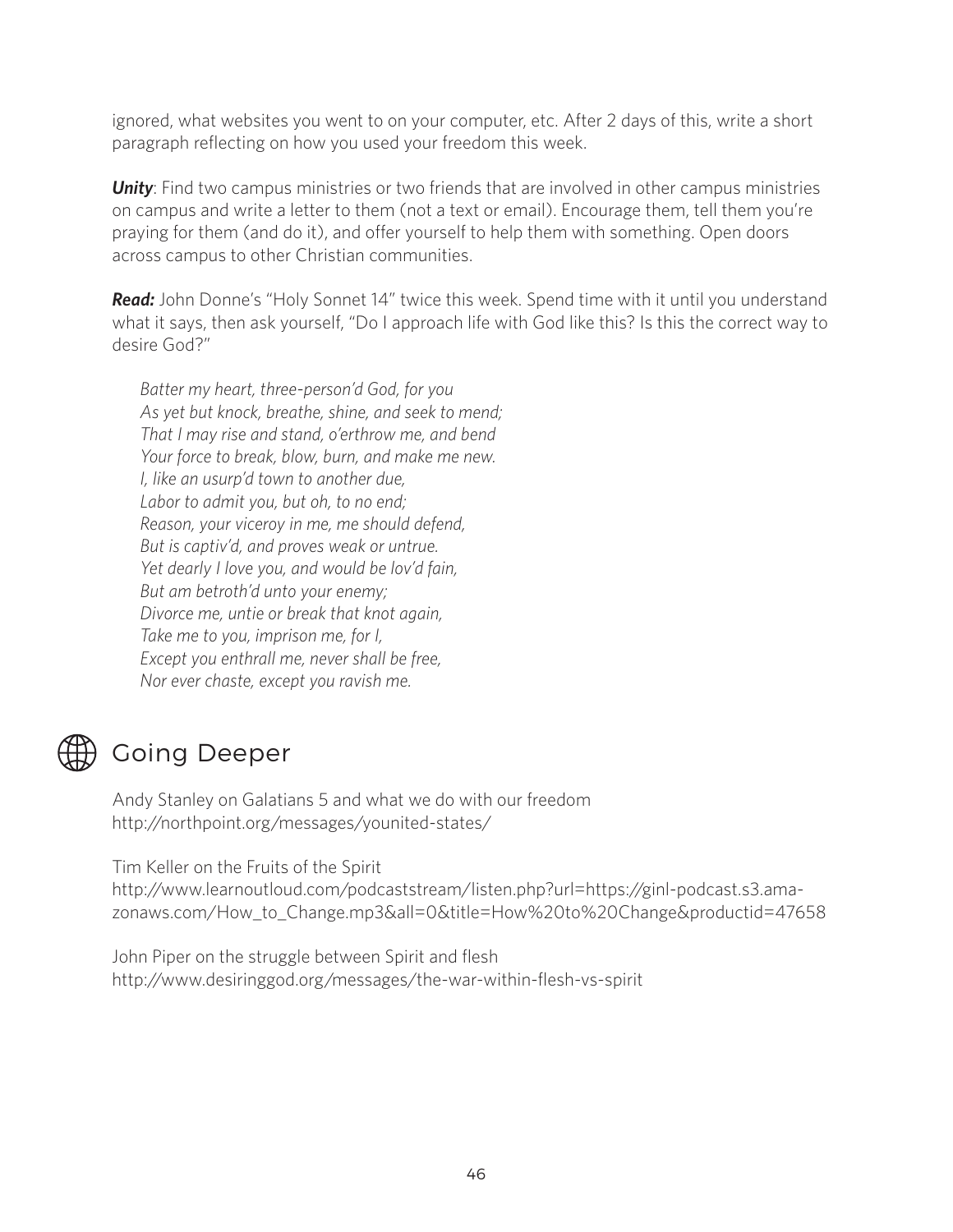ignored, what websites you went to on your computer, etc. After 2 days of this, write a short paragraph reflecting on how you used your freedom this week.

***Unity***: Find two campus ministries or two friends that are involved in other campus ministries on campus and write a letter to them (not a text or email). Encourage them, tell them you're praying for them (and do it), and offer yourself to help them with something. Open doors across campus to other Christian communities.

***Read:*** John Donne's "Holy Sonnet 14" twice this week. Spend time with it until you understand what it says, then ask yourself, "Do I approach life with God like this? Is this the correct way to desire God?"

> *Batter my heart, three-person'd God, for you*
> *As yet but knock, breathe, shine, and seek to mend;*
> *That I may rise and stand, o'erthrow me, and bend*
> *Your force to break, blow, burn, and make me new.*
> *I, like an usurp'd town to another due,*
> *Labor to admit you, but oh, to no end;*
> *Reason, your viceroy in me, me should defend,*
> *But is captiv'd, and proves weak or untrue.*
> *Yet dearly I love you, and would be lov'd fain,*
> *But am betroth'd unto your enemy;*
> *Divorce me, untie or break that knot again,*
> *Take me to you, imprison me, for I,*
> *Except you enthrall me, never shall be free,*
> *Nor ever chaste, except you ravish me.*

## Going Deeper

Andy Stanley on Galatians 5 and what we do with our freedom
http://northpoint.org/messages/younited-states/

Tim Keller on the Fruits of the Spirit
http://www.learnoutloud.com/podcaststream/listen.php?url=https://ginl-podcast.s3.amazonaws.com/How_to_Change.mp3&all=0&title=How%20to%20Change&productid=47658

John Piper on the struggle between Spirit and flesh
http://www.desiringgod.org/messages/the-war-within-flesh-vs-spirit